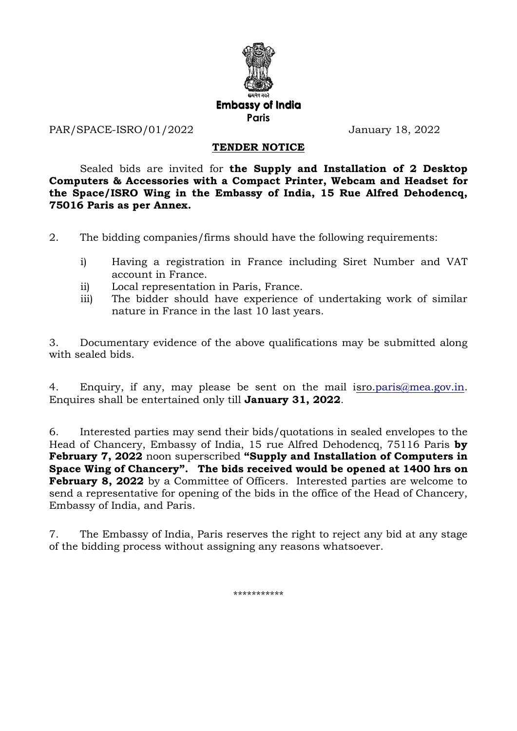Embassy of India
Paris

PAR/SPACE-ISRO/01/2022 January 18, 2022

## TENDER NOTICE

Sealed bids are invited for **the Supply and Installation of 2 Desktop Computers & Accessories with a Compact Printer, Webcam and Headset for the Space/ISRO Wing in the Embassy of India, 15 Rue Alfred Dehodencq, 75016 Paris as per Annex.**

2. The bidding companies/firms should have the following requirements:

   i) Having a registration in France including Siret Number and VAT account in France.
   ii) Local representation in Paris, France.
   iii) The bidder should have experience of undertaking work of similar nature in France in the last 10 last years.

3. Documentary evidence of the above qualifications may be submitted along with sealed bids.

4. Enquiry, if any, may please be sent on the mail isro.paris@mea.gov.in. Enquires shall be entertained only till **January 31, 2022**.

6. Interested parties may send their bids/quotations in sealed envelopes to the Head of Chancery, Embassy of India, 15 rue Alfred Dehodencq, 75116 Paris **by February 7, 2022** noon superscribed **"Supply and Installation of Computers in Space Wing of Chancery". The bids received would be opened at 1400 hrs on February 8, 2022** by a Committee of Officers. Interested parties are welcome to send a representative for opening of the bids in the office of the Head of Chancery, Embassy of India, and Paris.

7. The Embassy of India, Paris reserves the right to reject any bid at any stage of the bidding process without assigning any reasons whatsoever.

***********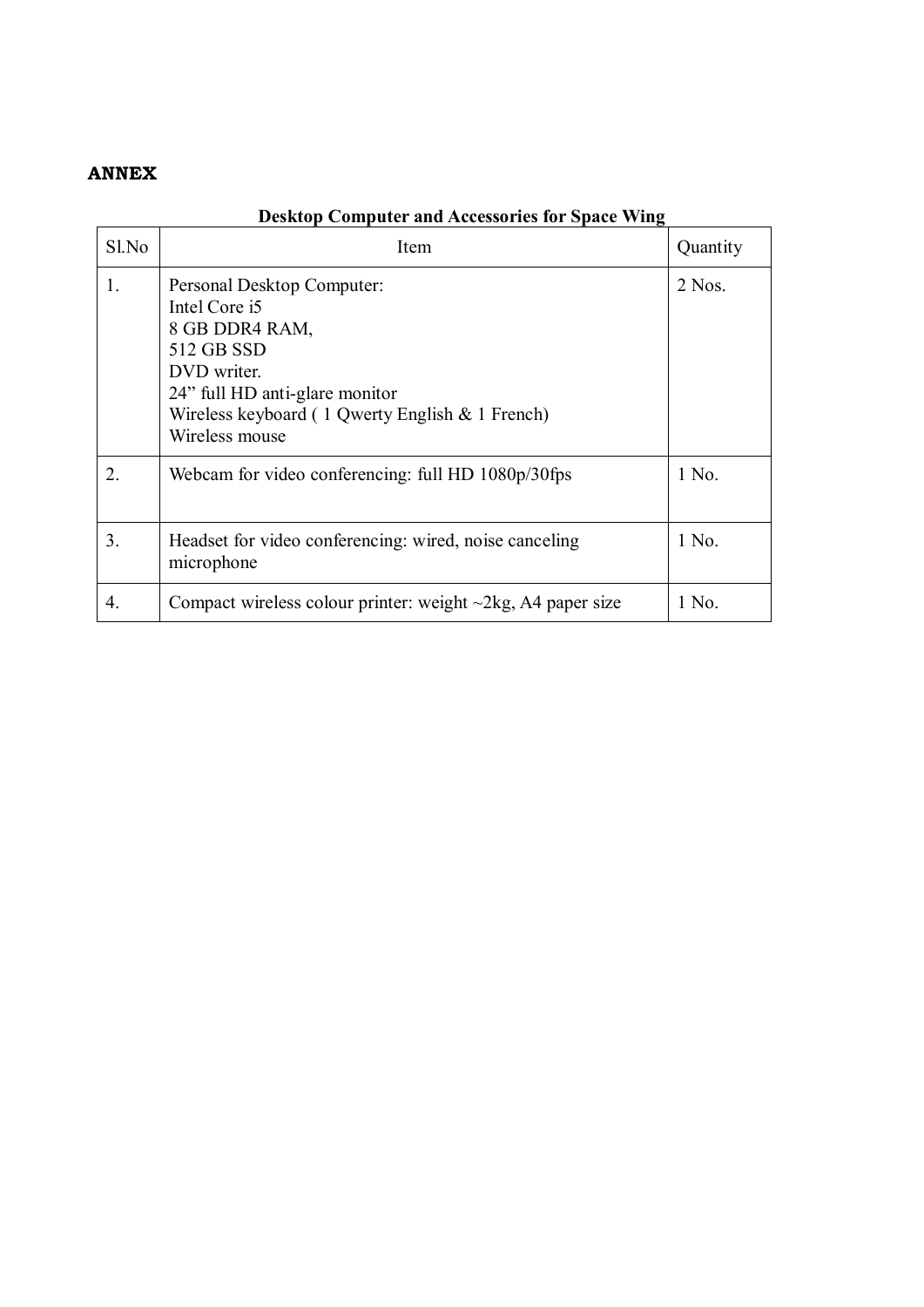**ANNEX**

**Desktop Computer and Accessories for Space Wing**

| Sl.No | Item | Quantity |
|---|---|---|
| 1. | Personal Desktop Computer:<br>Intel Core i5<br>8 GB DDR4 RAM,<br>512 GB SSD<br>DVD writer.<br>24" full HD anti-glare monitor<br>Wireless keyboard ( 1 Qwerty English & 1 French)<br>Wireless mouse | 2 Nos. |
| 2. | Webcam for video conferencing: full HD 1080p/30fps | 1 No. |
| 3. | Headset for video conferencing: wired, noise canceling microphone | 1 No. |
| 4. | Compact wireless colour printer: weight ~2kg, A4 paper size | 1 No. |